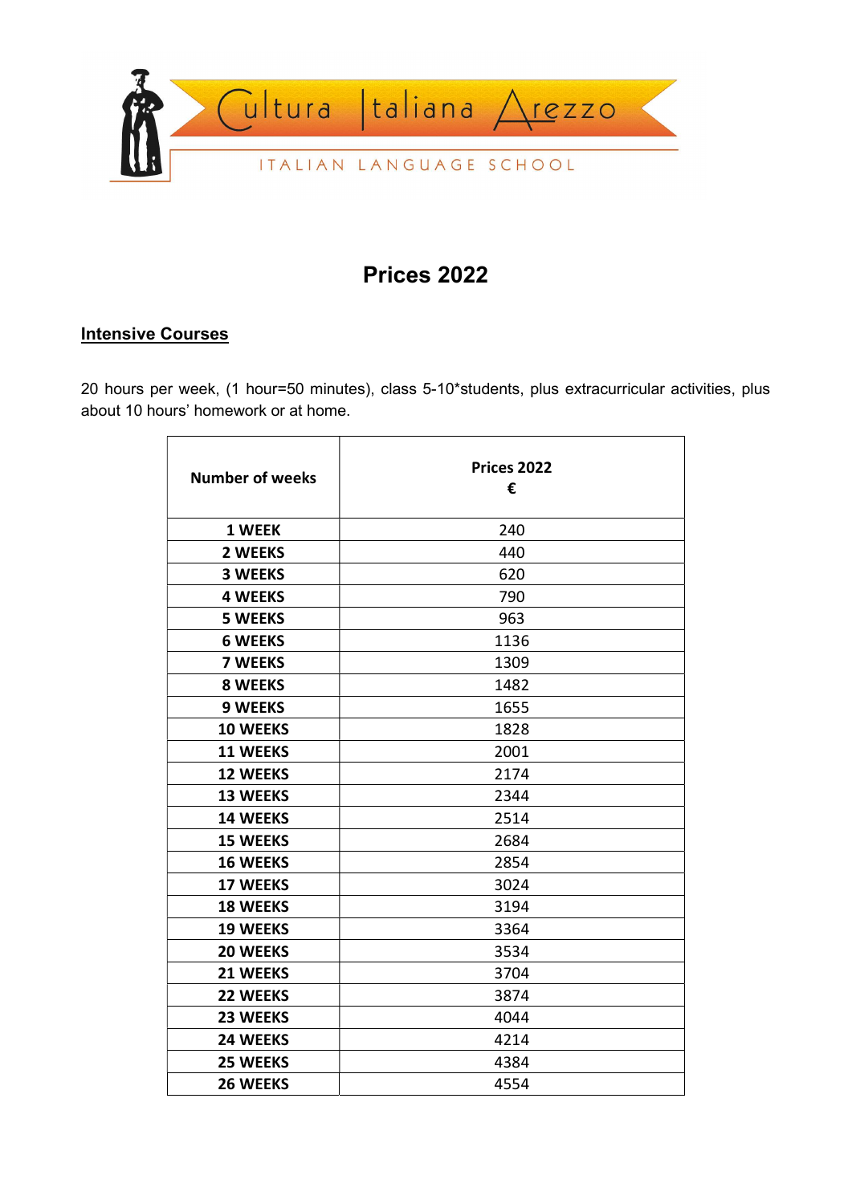Cultura Italiana Arezzo

ITALIAN LANGUAGE SCHOOL

# Prices 2022

## Intensive Courses

20 hours per week, (1 hour=50 minutes), class 5-10*students, plus extracurricular activities, plus about 10 hours' homework or at home.

| Number of weeks | Prices 2022 € |
|---|---|
| 1 WEEK | 240 |
| 2 WEEKS | 440 |
| 3 WEEKS | 620 |
| 4 WEEKS | 790 |
| 5 WEEKS | 963 |
| 6 WEEKS | 1136 |
| 7 WEEKS | 1309 |
| 8 WEEKS | 1482 |
| 9 WEEKS | 1655 |
| 10 WEEKS | 1828 |
| 11 WEEKS | 2001 |
| 12 WEEKS | 2174 |
| 13 WEEKS | 2344 |
| 14 WEEKS | 2514 |
| 15 WEEKS | 2684 |
| 16 WEEKS | 2854 |
| 17 WEEKS | 3024 |
| 18 WEEKS | 3194 |
| 19 WEEKS | 3364 |
| 20 WEEKS | 3534 |
| 21 WEEKS | 3704 |
| 22 WEEKS | 3874 |
| 23 WEEKS | 4044 |
| 24 WEEKS | 4214 |
| 25 WEEKS | 4384 |
| 26 WEEKS | 4554 |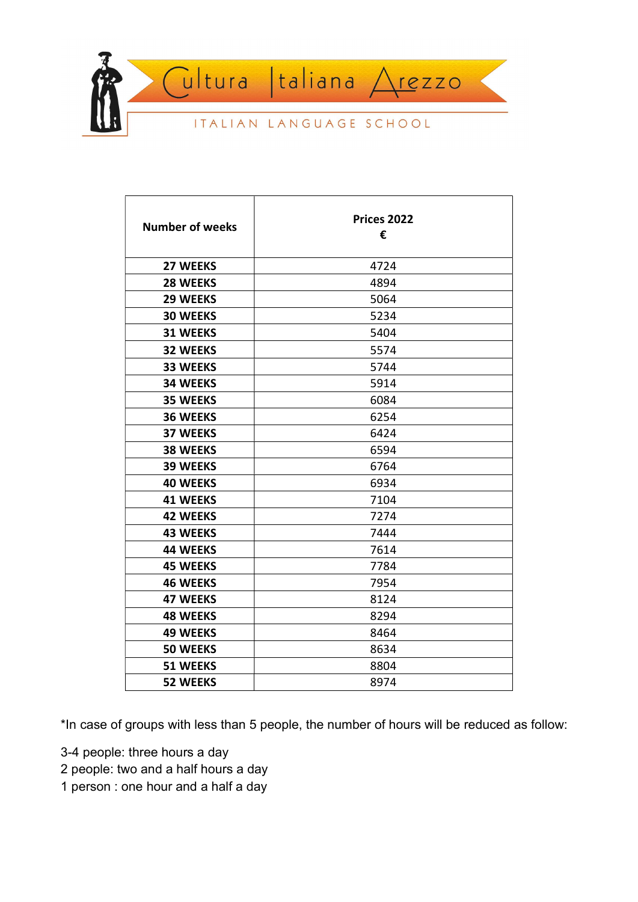| Number of weeks | Prices 2022 € |
| --- | --- |
| 27 WEEKS | 4724 |
| 28 WEEKS | 4894 |
| 29 WEEKS | 5064 |
| 30 WEEKS | 5234 |
| 31 WEEKS | 5404 |
| 32 WEEKS | 5574 |
| 33 WEEKS | 5744 |
| 34 WEEKS | 5914 |
| 35 WEEKS | 6084 |
| 36 WEEKS | 6254 |
| 37 WEEKS | 6424 |
| 38 WEEKS | 6594 |
| 39 WEEKS | 6764 |
| 40 WEEKS | 6934 |
| 41 WEEKS | 7104 |
| 42 WEEKS | 7274 |
| 43 WEEKS | 7444 |
| 44 WEEKS | 7614 |
| 45 WEEKS | 7784 |
| 46 WEEKS | 7954 |
| 47 WEEKS | 8124 |
| 48 WEEKS | 8294 |
| 49 WEEKS | 8464 |
| 50 WEEKS | 8634 |
| 51 WEEKS | 8804 |
| 52 WEEKS | 8974 |

*In case of groups with less than 5 people, the number of hours will be reduced as follow:

3-4 people: three hours a day
2 people: two and a half hours a day
1 person : one hour and a half a day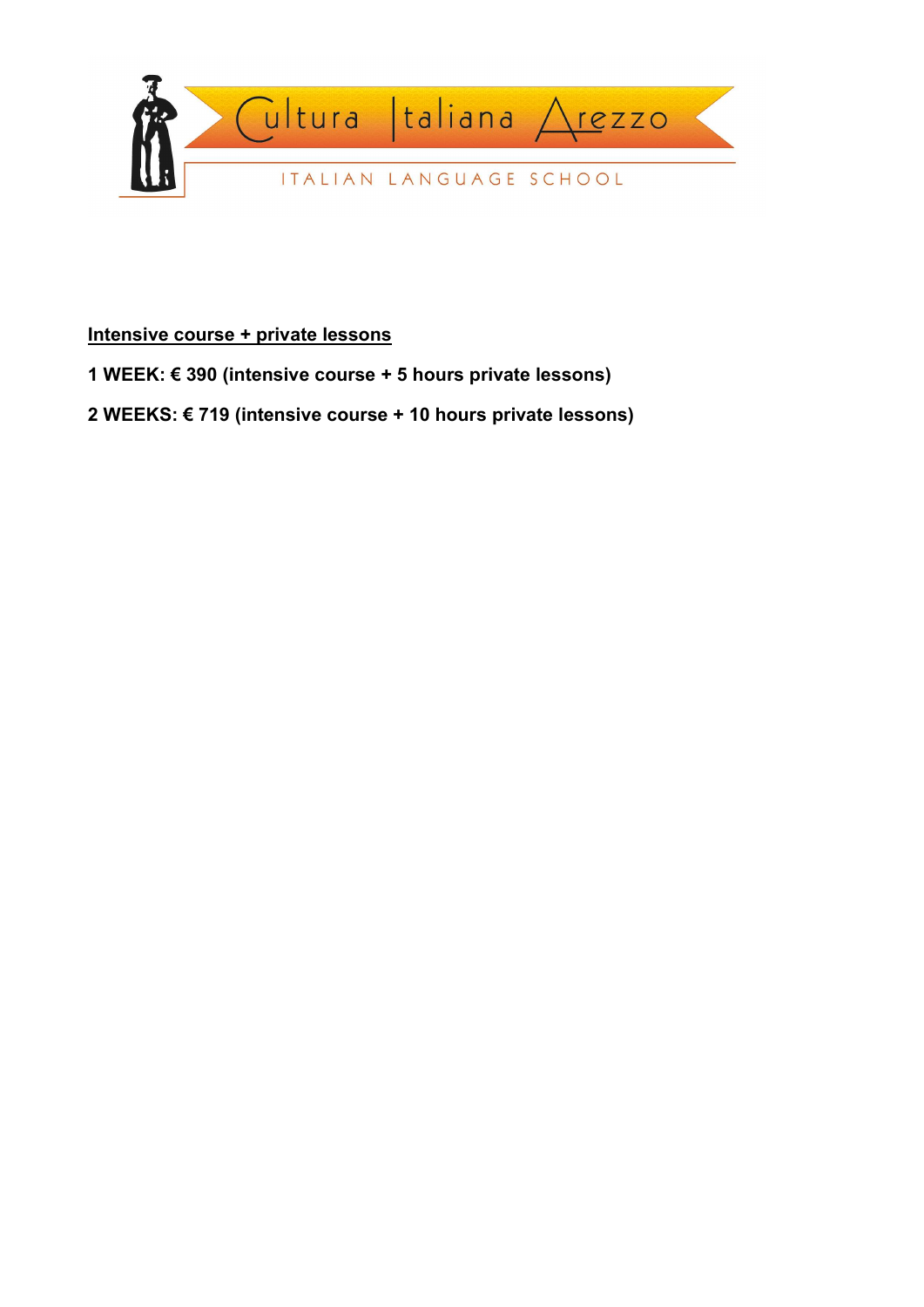Cultura Italiana Arezzo

ITALIAN LANGUAGE SCHOOL

**Intensive course + private lessons**

**1 WEEK: € 390 (intensive course + 5 hours private lessons)**

**2 WEEKS: € 719 (intensive course + 10 hours private lessons)**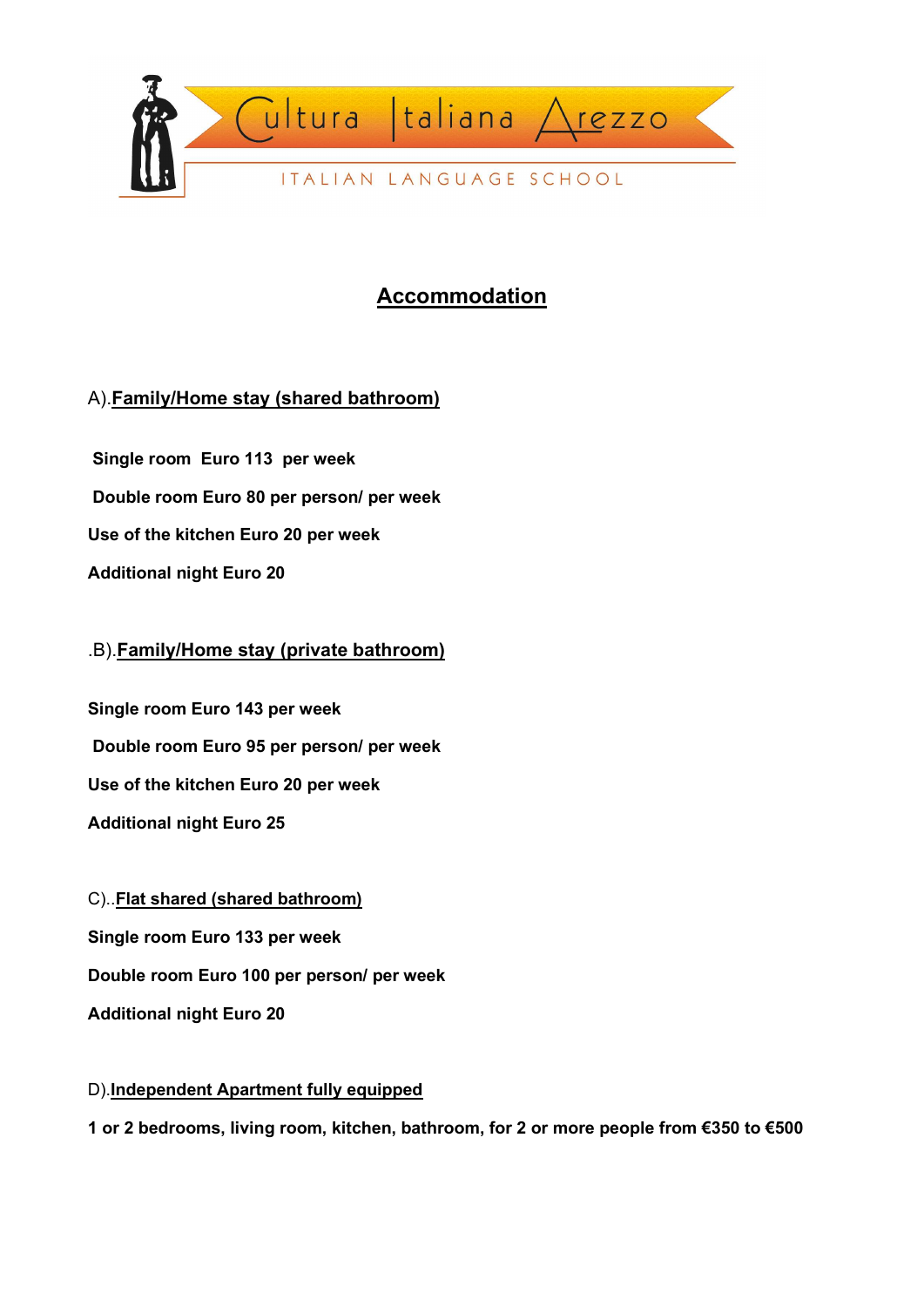Cultura Italiana Arezzo

ITALIAN LANGUAGE SCHOOL

# Accommodation

## A).Family/Home stay (shared bathroom)

**Single room Euro 113 per week**

**Double room Euro 80 per person/ per week**

**Use of the kitchen Euro 20 per week**

**Additional night Euro 20**

## .B).Family/Home stay (private bathroom)

**Single room Euro 143 per week**

**Double room Euro 95 per person/ per week**

**Use of the kitchen Euro 20 per week**

**Additional night Euro 25**

## C)..Flat shared (shared bathroom)

**Single room Euro 133 per week**

**Double room Euro 100 per person/ per week**

**Additional night Euro 20**

## D).Independent Apartment fully equipped

**1 or 2 bedrooms, living room, kitchen, bathroom, for 2 or more people from €350 to €500**